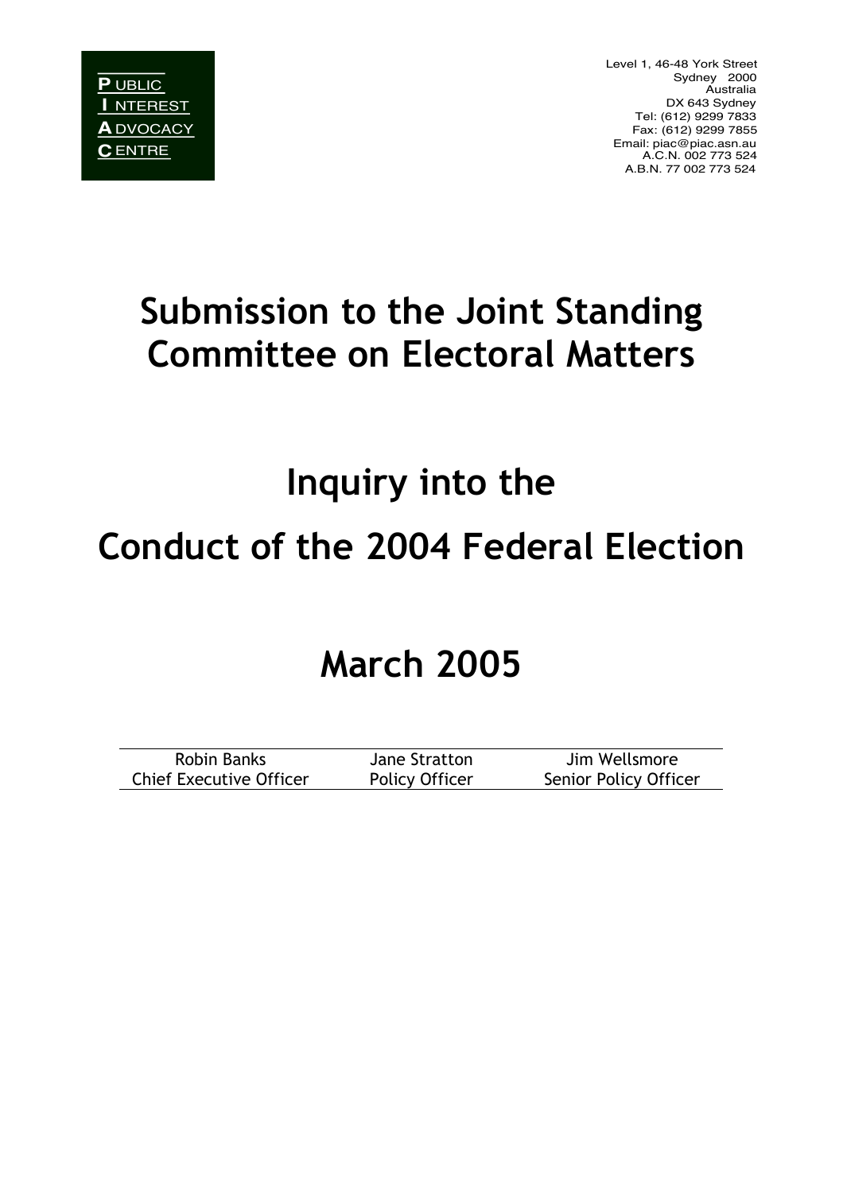**P** UBLIC
**I** NTEREST
**A** DVOCACY
**C** ENTRE

Level 1, 46-48 York Street
Sydney 2000
Australia
DX 643 Sydney
Tel: (612) 9299 7833
Fax: (612) 9299 7855
Email: piac@piac.asn.au
A.C.N. 002 773 524
A.B.N. 77 002 773 524

# Submission to the Joint Standing Committee on Electoral Matters

# Inquiry into the Conduct of the 2004 Federal Election

# March 2005

| Robin Banks | Jane Stratton | Jim Wellsmore |
|---|---|---|
| Chief Executive Officer | Policy Officer | Senior Policy Officer |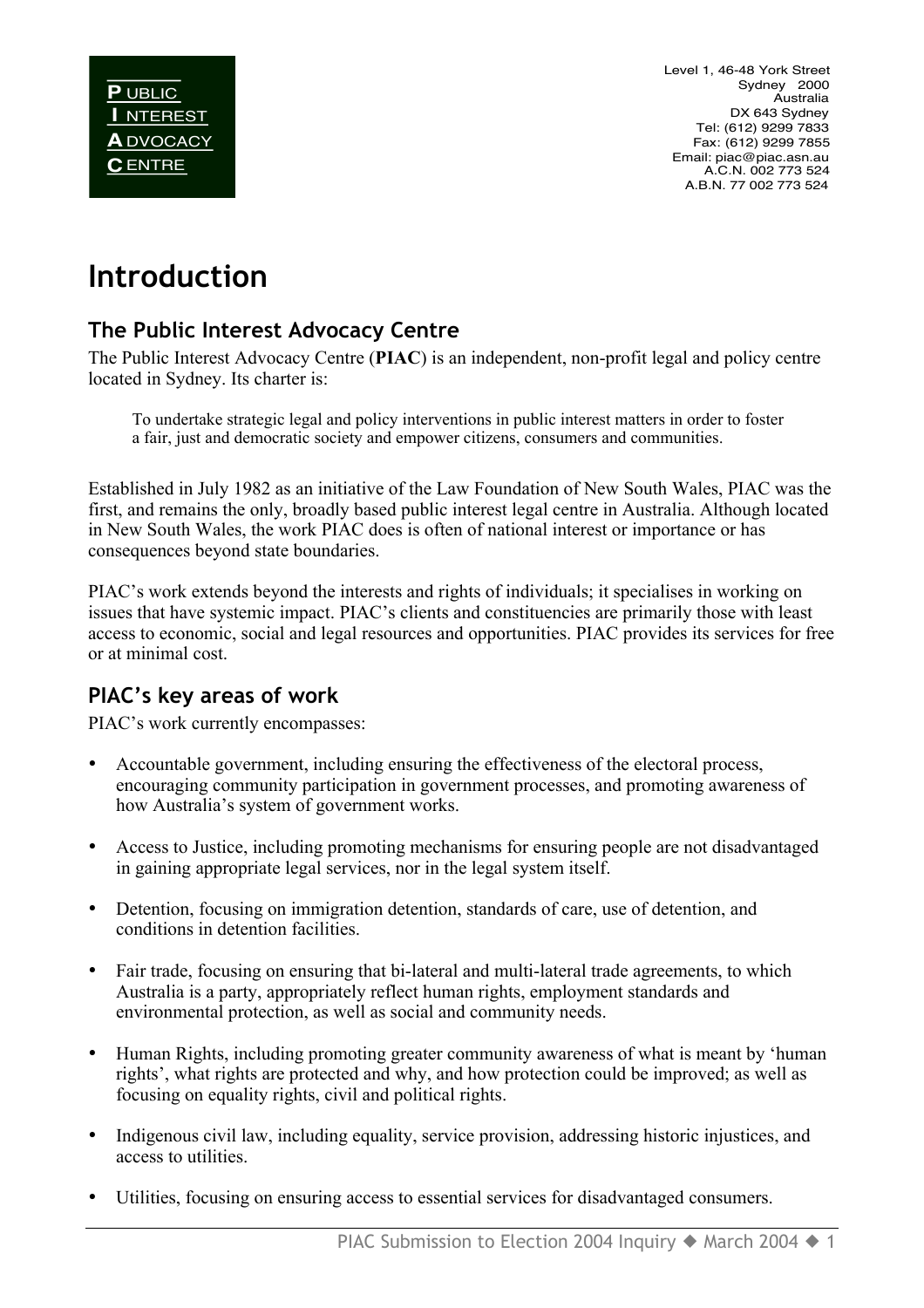**P UBLIC**
**I NTEREST**
**A DVOCACY**
**C ENTRE**

Level 1, 46-48 York Street
Sydney 2000
Australia
DX 643 Sydney
Tel: (612) 9299 7833
Fax: (612) 9299 7855
Email: piac@piac.asn.au
A.C.N. 002 773 524
A.B.N. 77 002 773 524

# Introduction

## The Public Interest Advocacy Centre

The Public Interest Advocacy Centre (**PIAC**) is an independent, non-profit legal and policy centre located in Sydney. Its charter is:

> To undertake strategic legal and policy interventions in public interest matters in order to foster a fair, just and democratic society and empower citizens, consumers and communities.

Established in July 1982 as an initiative of the Law Foundation of New South Wales, PIAC was the first, and remains the only, broadly based public interest legal centre in Australia. Although located in New South Wales, the work PIAC does is often of national interest or importance or has consequences beyond state boundaries.

PIAC's work extends beyond the interests and rights of individuals; it specialises in working on issues that have systemic impact. PIAC's clients and constituencies are primarily those with least access to economic, social and legal resources and opportunities. PIAC provides its services for free or at minimal cost.

## PIAC's key areas of work

PIAC's work currently encompasses:

- Accountable government, including ensuring the effectiveness of the electoral process, encouraging community participation in government processes, and promoting awareness of how Australia's system of government works.
- Access to Justice, including promoting mechanisms for ensuring people are not disadvantaged in gaining appropriate legal services, nor in the legal system itself.
- Detention, focusing on immigration detention, standards of care, use of detention, and conditions in detention facilities.
- Fair trade, focusing on ensuring that bi-lateral and multi-lateral trade agreements, to which Australia is a party, appropriately reflect human rights, employment standards and environmental protection, as well as social and community needs.
- Human Rights, including promoting greater community awareness of what is meant by 'human rights', what rights are protected and why, and how protection could be improved; as well as focusing on equality rights, civil and political rights.
- Indigenous civil law, including equality, service provision, addressing historic injustices, and access to utilities.
- Utilities, focusing on ensuring access to essential services for disadvantaged consumers.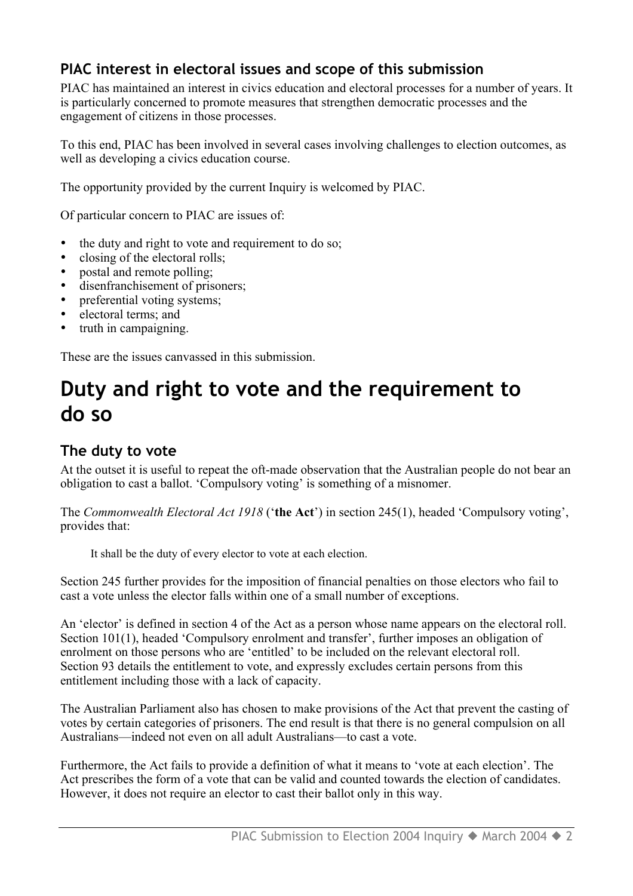### PIAC interest in electoral issues and scope of this submission

PIAC has maintained an interest in civics education and electoral processes for a number of years. It is particularly concerned to promote measures that strengthen democratic processes and the engagement of citizens in those processes.

To this end, PIAC has been involved in several cases involving challenges to election outcomes, as well as developing a civics education course.

The opportunity provided by the current Inquiry is welcomed by PIAC.

Of particular concern to PIAC are issues of:

- the duty and right to vote and requirement to do so;
- closing of the electoral rolls;
- postal and remote polling;
- disenfranchisement of prisoners;
- preferential voting systems;
- electoral terms; and
- truth in campaigning.

These are the issues canvassed in this submission.

# Duty and right to vote and the requirement to do so

### The duty to vote

At the outset it is useful to repeat the oft-made observation that the Australian people do not bear an obligation to cast a ballot. 'Compulsory voting' is something of a misnomer.

The *Commonwealth Electoral Act 1918* ('**the Act**') in section 245(1), headed 'Compulsory voting', provides that:

> It shall be the duty of every elector to vote at each election.

Section 245 further provides for the imposition of financial penalties on those electors who fail to cast a vote unless the elector falls within one of a small number of exceptions.

An 'elector' is defined in section 4 of the Act as a person whose name appears on the electoral roll. Section 101(1), headed 'Compulsory enrolment and transfer', further imposes an obligation of enrolment on those persons who are 'entitled' to be included on the relevant electoral roll. Section 93 details the entitlement to vote, and expressly excludes certain persons from this entitlement including those with a lack of capacity.

The Australian Parliament also has chosen to make provisions of the Act that prevent the casting of votes by certain categories of prisoners. The end result is that there is no general compulsion on all Australians—indeed not even on all adult Australians—to cast a vote.

Furthermore, the Act fails to provide a definition of what it means to 'vote at each election'. The Act prescribes the form of a vote that can be valid and counted towards the election of candidates. However, it does not require an elector to cast their ballot only in this way.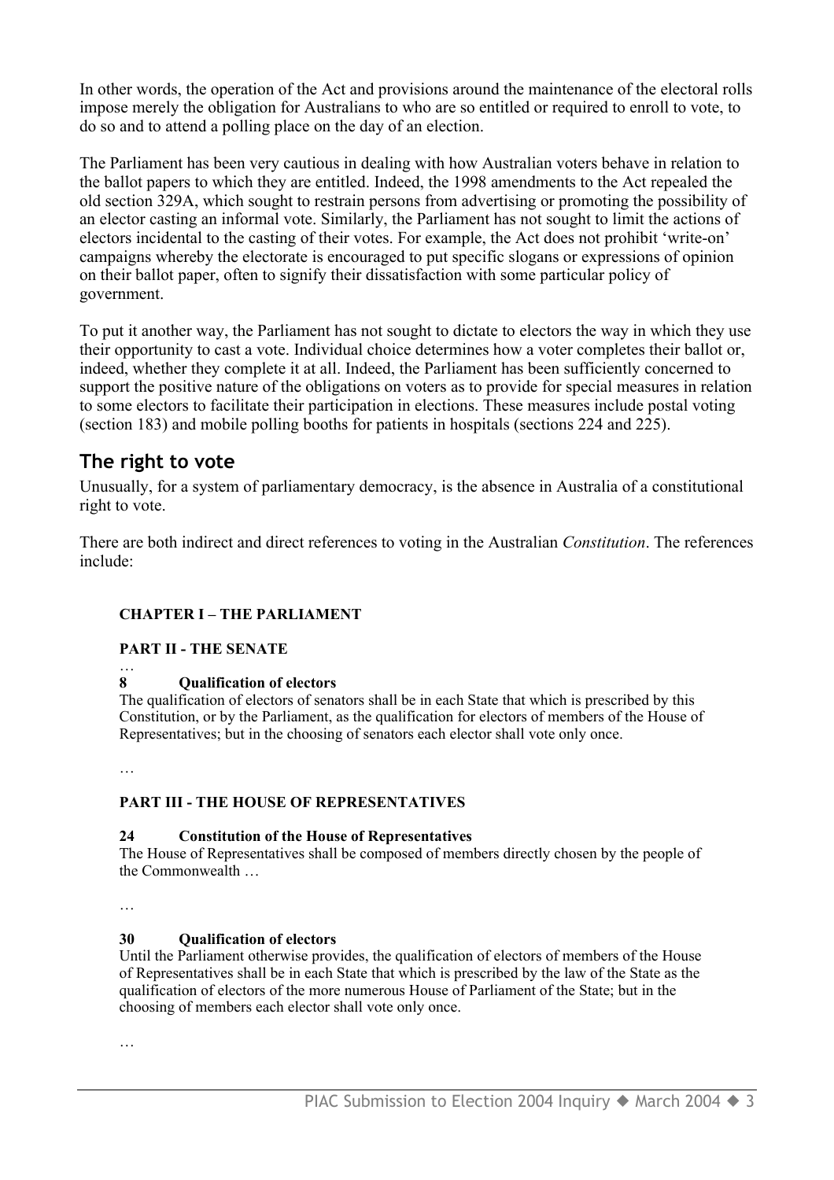In other words, the operation of the Act and provisions around the maintenance of the electoral rolls impose merely the obligation for Australians to who are so entitled or required to enroll to vote, to do so and to attend a polling place on the day of an election.

The Parliament has been very cautious in dealing with how Australian voters behave in relation to the ballot papers to which they are entitled. Indeed, the 1998 amendments to the Act repealed the old section 329A, which sought to restrain persons from advertising or promoting the possibility of an elector casting an informal vote. Similarly, the Parliament has not sought to limit the actions of electors incidental to the casting of their votes. For example, the Act does not prohibit 'write-on' campaigns whereby the electorate is encouraged to put specific slogans or expressions of opinion on their ballot paper, often to signify their dissatisfaction with some particular policy of government.

To put it another way, the Parliament has not sought to dictate to electors the way in which they use their opportunity to cast a vote. Individual choice determines how a voter completes their ballot or, indeed, whether they complete it at all. Indeed, the Parliament has been sufficiently concerned to support the positive nature of the obligations on voters as to provide for special measures in relation to some electors to facilitate their participation in elections. These measures include postal voting (section 183) and mobile polling booths for patients in hospitals (sections 224 and 225).

## The right to vote

Unusually, for a system of parliamentary democracy, is the absence in Australia of a constitutional right to vote.

There are both indirect and direct references to voting in the Australian *Constitution*. The references include:

> **CHAPTER I – THE PARLIAMENT**
>
> **PART II - THE SENATE**
>
> …
>
> **8 Qualification of electors**
>
> The qualification of electors of senators shall be in each State that which is prescribed by this Constitution, or by the Parliament, as the qualification for electors of members of the House of Representatives; but in the choosing of senators each elector shall vote only once.
>
> …
>
> **PART III - THE HOUSE OF REPRESENTATIVES**
>
> **24 Constitution of the House of Representatives**
>
> The House of Representatives shall be composed of members directly chosen by the people of the Commonwealth …
>
> …
>
> **30 Qualification of electors**
>
> Until the Parliament otherwise provides, the qualification of electors of members of the House of Representatives shall be in each State that which is prescribed by the law of the State as the qualification of electors of the more numerous House of Parliament of the State; but in the choosing of members each elector shall vote only once.
>
> …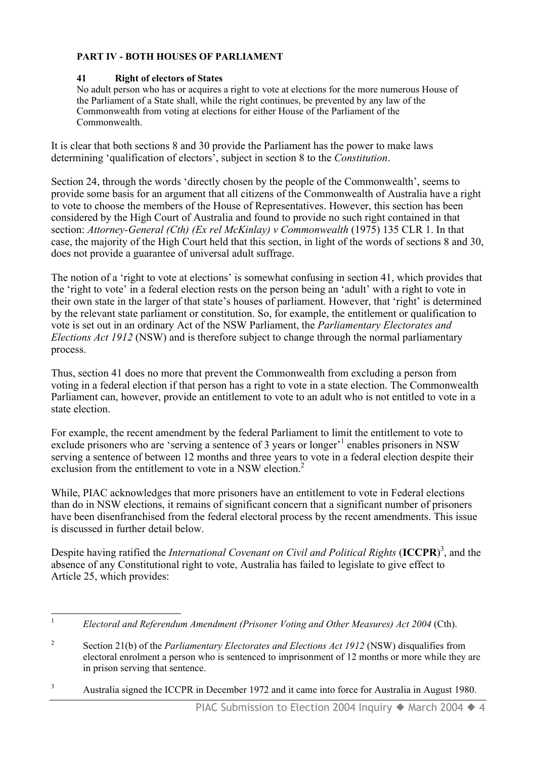**PART IV - BOTH HOUSES OF PARLIAMENT**

**41 Right of electors of States**

No adult person who has or acquires a right to vote at elections for the more numerous House of the Parliament of a State shall, while the right continues, be prevented by any law of the Commonwealth from voting at elections for either House of the Parliament of the Commonwealth.

It is clear that both sections 8 and 30 provide the Parliament has the power to make laws determining 'qualification of electors', subject in section 8 to the *Constitution*.

Section 24, through the words 'directly chosen by the people of the Commonwealth', seems to provide some basis for an argument that all citizens of the Commonwealth of Australia have a right to vote to choose the members of the House of Representatives. However, this section has been considered by the High Court of Australia and found to provide no such right contained in that section: *Attorney-General (Cth) (Ex rel McKinlay) v Commonwealth* (1975) 135 CLR 1. In that case, the majority of the High Court held that this section, in light of the words of sections 8 and 30, does not provide a guarantee of universal adult suffrage.

The notion of a 'right to vote at elections' is somewhat confusing in section 41, which provides that the 'right to vote' in a federal election rests on the person being an 'adult' with a right to vote in their own state in the larger of that state's houses of parliament. However, that 'right' is determined by the relevant state parliament or constitution. So, for example, the entitlement or qualification to vote is set out in an ordinary Act of the NSW Parliament, the *Parliamentary Electorates and Elections Act 1912* (NSW) and is therefore subject to change through the normal parliamentary process.

Thus, section 41 does no more that prevent the Commonwealth from excluding a person from voting in a federal election if that person has a right to vote in a state election. The Commonwealth Parliament can, however, provide an entitlement to vote to an adult who is not entitled to vote in a state election.

For example, the recent amendment by the federal Parliament to limit the entitlement to vote to exclude prisoners who are 'serving a sentence of 3 years or longer'[1] enables prisoners in NSW serving a sentence of between 12 months and three years to vote in a federal election despite their exclusion from the entitlement to vote in a NSW election.[2]

While, PIAC acknowledges that more prisoners have an entitlement to vote in Federal elections than do in NSW elections, it remains of significant concern that a significant number of prisoners have been disenfranchised from the federal electoral process by the recent amendments. This issue is discussed in further detail below.

Despite having ratified the *International Covenant on Civil and Political Rights* (**ICCPR**)[3], and the absence of any Constitutional right to vote, Australia has failed to legislate to give effect to Article 25, which provides:

---

[1] *Electoral and Referendum Amendment (Prisoner Voting and Other Measures) Act 2004* (Cth).

[2] Section 21(b) of the *Parliamentary Electorates and Elections Act 1912* (NSW) disqualifies from electoral enrolment a person who is sentenced to imprisonment of 12 months or more while they are in prison serving that sentence.

[3] Australia signed the ICCPR in December 1972 and it came into force for Australia in August 1980.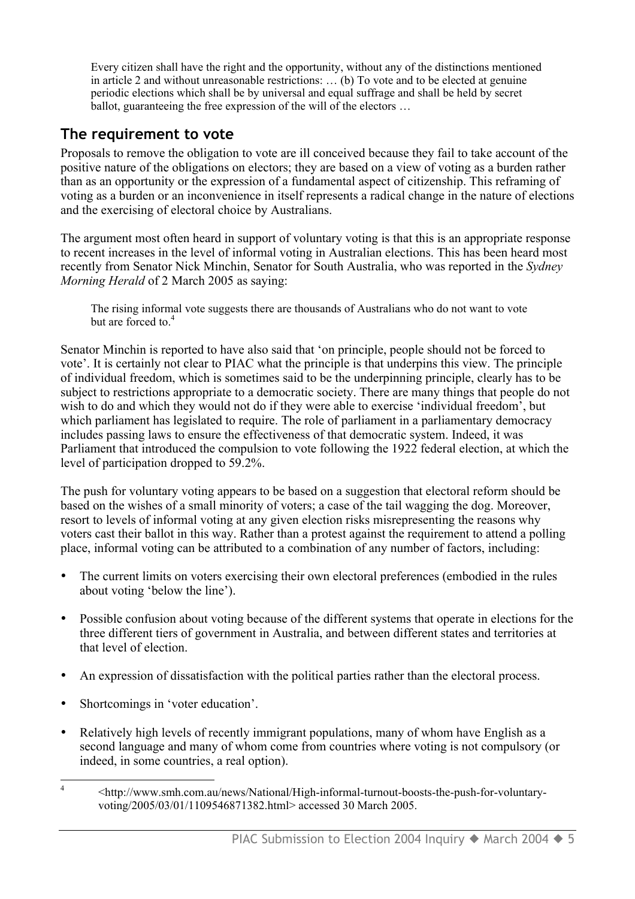> Every citizen shall have the right and the opportunity, without any of the distinctions mentioned in article 2 and without unreasonable restrictions: … (b) To vote and to be elected at genuine periodic elections which shall be by universal and equal suffrage and shall be held by secret ballot, guaranteeing the free expression of the will of the electors …

## The requirement to vote

Proposals to remove the obligation to vote are ill conceived because they fail to take account of the positive nature of the obligations on electors; they are based on a view of voting as a burden rather than as an opportunity or the expression of a fundamental aspect of citizenship. This reframing of voting as a burden or an inconvenience in itself represents a radical change in the nature of elections and the exercising of electoral choice by Australians.

The argument most often heard in support of voluntary voting is that this is an appropriate response to recent increases in the level of informal voting in Australian elections. This has been heard most recently from Senator Nick Minchin, Senator for South Australia, who was reported in the *Sydney Morning Herald* of 2 March 2005 as saying:

> The rising informal vote suggests there are thousands of Australians who do not want to vote but are forced to.[4]

Senator Minchin is reported to have also said that 'on principle, people should not be forced to vote'. It is certainly not clear to PIAC what the principle is that underpins this view. The principle of individual freedom, which is sometimes said to be the underpinning principle, clearly has to be subject to restrictions appropriate to a democratic society. There are many things that people do not wish to do and which they would not do if they were able to exercise 'individual freedom', but which parliament has legislated to require. The role of parliament in a parliamentary democracy includes passing laws to ensure the effectiveness of that democratic system. Indeed, it was Parliament that introduced the compulsion to vote following the 1922 federal election, at which the level of participation dropped to 59.2%.

The push for voluntary voting appears to be based on a suggestion that electoral reform should be based on the wishes of a small minority of voters; a case of the tail wagging the dog. Moreover, resort to levels of informal voting at any given election risks misrepresenting the reasons why voters cast their ballot in this way. Rather than a protest against the requirement to attend a polling place, informal voting can be attributed to a combination of any number of factors, including:

- The current limits on voters exercising their own electoral preferences (embodied in the rules about voting 'below the line').
- Possible confusion about voting because of the different systems that operate in elections for the three different tiers of government in Australia, and between different states and territories at that level of election.
- An expression of dissatisfaction with the political parties rather than the electoral process.
- Shortcomings in 'voter education'.
- Relatively high levels of recently immigrant populations, many of whom have English as a second language and many of whom come from countries where voting is not compulsory (or indeed, in some countries, a real option).

[4] <http://www.smh.com.au/news/National/High-informal-turnout-boosts-the-push-for-voluntary-voting/2005/03/01/1109546871382.html> accessed 30 March 2005.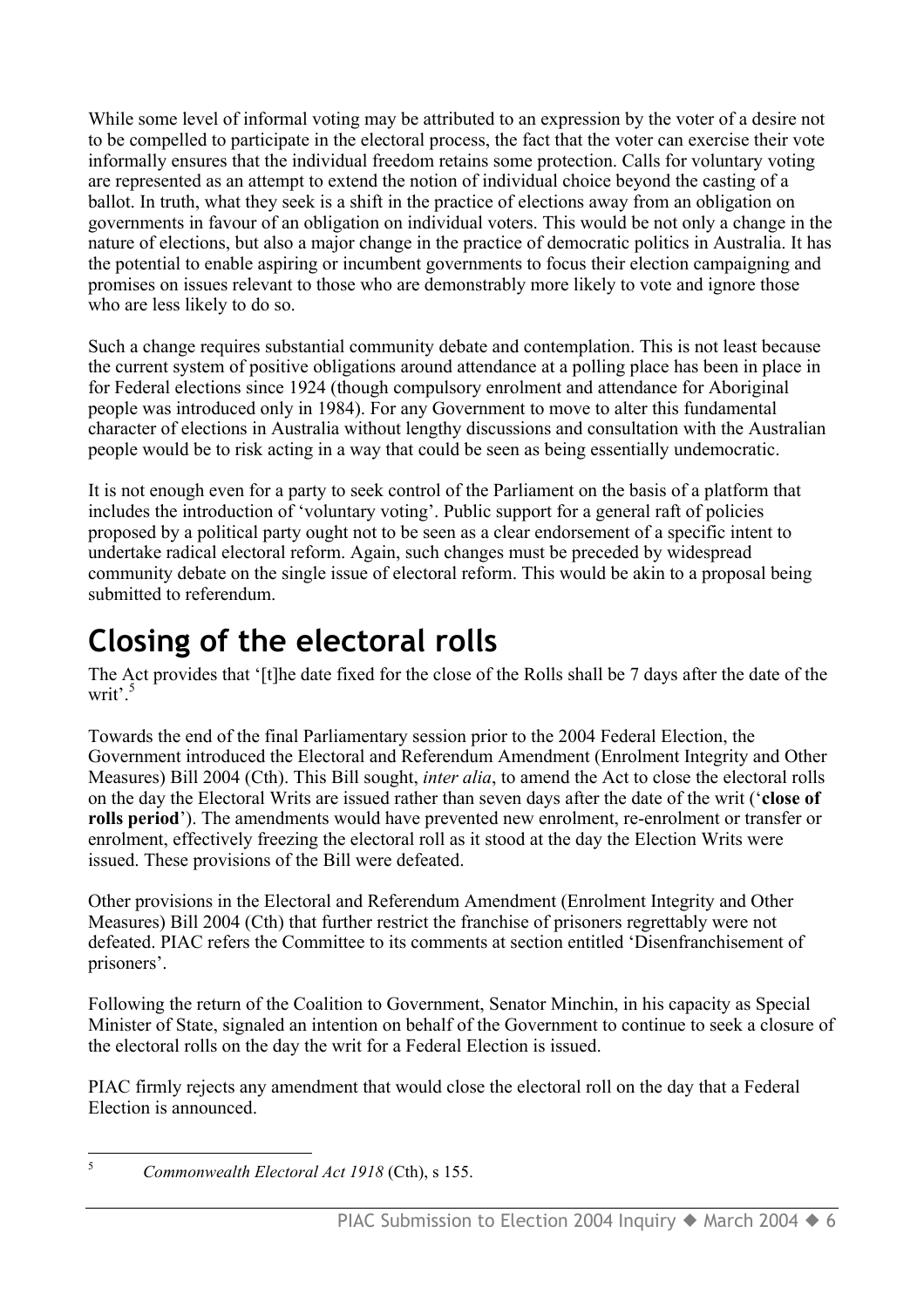While some level of informal voting may be attributed to an expression by the voter of a desire not to be compelled to participate in the electoral process, the fact that the voter can exercise their vote informally ensures that the individual freedom retains some protection. Calls for voluntary voting are represented as an attempt to extend the notion of individual choice beyond the casting of a ballot. In truth, what they seek is a shift in the practice of elections away from an obligation on governments in favour of an obligation on individual voters. This would be not only a change in the nature of elections, but also a major change in the practice of democratic politics in Australia. It has the potential to enable aspiring or incumbent governments to focus their election campaigning and promises on issues relevant to those who are demonstrably more likely to vote and ignore those who are less likely to do so.

Such a change requires substantial community debate and contemplation. This is not least because the current system of positive obligations around attendance at a polling place has been in place in for Federal elections since 1924 (though compulsory enrolment and attendance for Aboriginal people was introduced only in 1984). For any Government to move to alter this fundamental character of elections in Australia without lengthy discussions and consultation with the Australian people would be to risk acting in a way that could be seen as being essentially undemocratic.

It is not enough even for a party to seek control of the Parliament on the basis of a platform that includes the introduction of 'voluntary voting'. Public support for a general raft of policies proposed by a political party ought not to be seen as a clear endorsement of a specific intent to undertake radical electoral reform. Again, such changes must be preceded by widespread community debate on the single issue of electoral reform. This would be akin to a proposal being submitted to referendum.

# Closing of the electoral rolls

The Act provides that '[t]he date fixed for the close of the Rolls shall be 7 days after the date of the writ'.[5]

Towards the end of the final Parliamentary session prior to the 2004 Federal Election, the Government introduced the Electoral and Referendum Amendment (Enrolment Integrity and Other Measures) Bill 2004 (Cth). This Bill sought, *inter alia*, to amend the Act to close the electoral rolls on the day the Electoral Writs are issued rather than seven days after the date of the writ ('**close of rolls period**'). The amendments would have prevented new enrolment, re-enrolment or transfer or enrolment, effectively freezing the electoral roll as it stood at the day the Election Writs were issued. These provisions of the Bill were defeated.

Other provisions in the Electoral and Referendum Amendment (Enrolment Integrity and Other Measures) Bill 2004 (Cth) that further restrict the franchise of prisoners regrettably were not defeated. PIAC refers the Committee to its comments at section entitled 'Disenfranchisement of prisoners'.

Following the return of the Coalition to Government, Senator Minchin, in his capacity as Special Minister of State, signaled an intention on behalf of the Government to continue to seek a closure of the electoral rolls on the day the writ for a Federal Election is issued.

PIAC firmly rejects any amendment that would close the electoral roll on the day that a Federal Election is announced.

---

[5] *Commonwealth Electoral Act 1918* (Cth), s 155.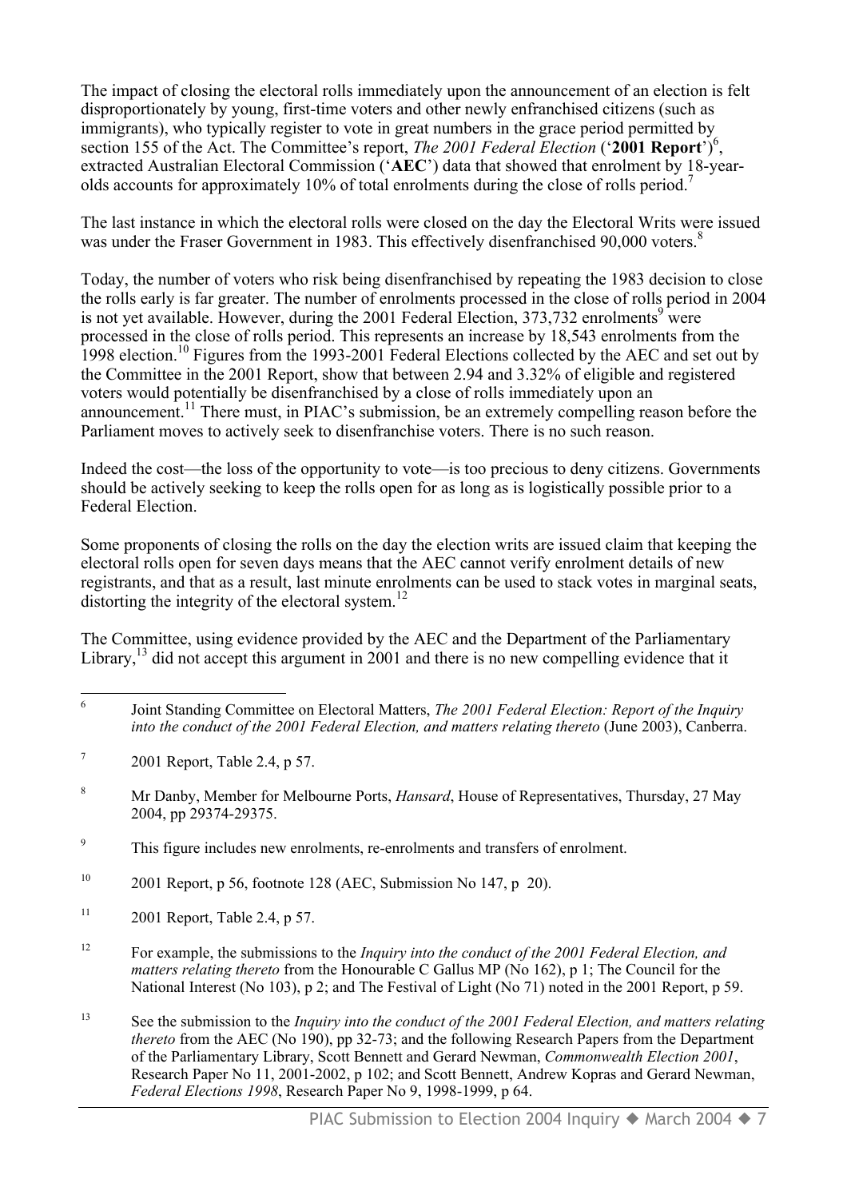The impact of closing the electoral rolls immediately upon the announcement of an election is felt disproportionately by young, first-time voters and other newly enfranchised citizens (such as immigrants), who typically register to vote in great numbers in the grace period permitted by section 155 of the Act. The Committee's report, *The 2001 Federal Election* ('**2001 Report**')[6], extracted Australian Electoral Commission ('**AEC**') data that showed that enrolment by 18-year-olds accounts for approximately 10% of total enrolments during the close of rolls period.[7]

The last instance in which the electoral rolls were closed on the day the Electoral Writs were issued was under the Fraser Government in 1983. This effectively disenfranchised 90,000 voters.[8]

Today, the number of voters who risk being disenfranchised by repeating the 1983 decision to close the rolls early is far greater. The number of enrolments processed in the close of rolls period in 2004 is not yet available. However, during the 2001 Federal Election, 373,732 enrolments[9] were processed in the close of rolls period. This represents an increase by 18,543 enrolments from the 1998 election.[10] Figures from the 1993-2001 Federal Elections collected by the AEC and set out by the Committee in the 2001 Report, show that between 2.94 and 3.32% of eligible and registered voters would potentially be disenfranchised by a close of rolls immediately upon an announcement.[11] There must, in PIAC's submission, be an extremely compelling reason before the Parliament moves to actively seek to disenfranchise voters. There is no such reason.

Indeed the cost—the loss of the opportunity to vote—is too precious to deny citizens. Governments should be actively seeking to keep the rolls open for as long as is logistically possible prior to a Federal Election.

Some proponents of closing the rolls on the day the election writs are issued claim that keeping the electoral rolls open for seven days means that the AEC cannot verify enrolment details of new registrants, and that as a result, last minute enrolments can be used to stack votes in marginal seats, distorting the integrity of the electoral system.[12]

The Committee, using evidence provided by the AEC and the Department of the Parliamentary Library,[13] did not accept this argument in 2001 and there is no new compelling evidence that it

---

[6] Joint Standing Committee on Electoral Matters, *The 2001 Federal Election: Report of the Inquiry into the conduct of the 2001 Federal Election, and matters relating thereto* (June 2003), Canberra.

[7] 2001 Report, Table 2.4, p 57.

[8] Mr Danby, Member for Melbourne Ports, *Hansard*, House of Representatives, Thursday, 27 May 2004, pp 29374-29375.

[9] This figure includes new enrolments, re-enrolments and transfers of enrolment.

[10] 2001 Report, p 56, footnote 128 (AEC, Submission No 147, p 20).

[11] 2001 Report, Table 2.4, p 57.

[12] For example, the submissions to the *Inquiry into the conduct of the 2001 Federal Election, and matters relating thereto* from the Honourable C Gallus MP (No 162), p 1; The Council for the National Interest (No 103), p 2; and The Festival of Light (No 71) noted in the 2001 Report, p 59.

[13] See the submission to the *Inquiry into the conduct of the 2001 Federal Election, and matters relating thereto* from the AEC (No 190), pp 32-73; and the following Research Papers from the Department of the Parliamentary Library, Scott Bennett and Gerard Newman, *Commonwealth Election 2001*, Research Paper No 11, 2001-2002, p 102; and Scott Bennett, Andrew Kopras and Gerard Newman, *Federal Elections 1998*, Research Paper No 9, 1998-1999, p 64.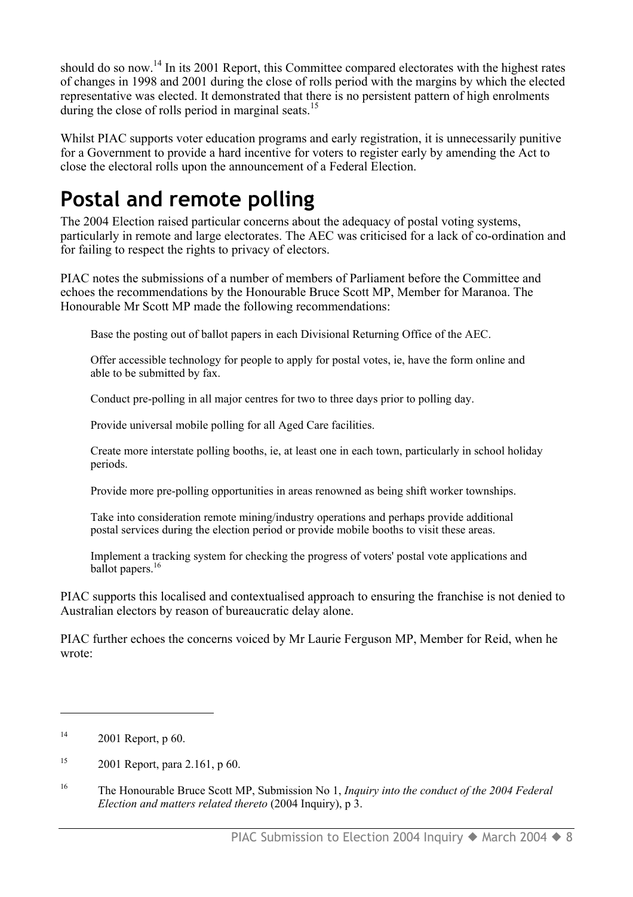should do so now.[14] In its 2001 Report, this Committee compared electorates with the highest rates of changes in 1998 and 2001 during the close of rolls period with the margins by which the elected representative was elected. It demonstrated that there is no persistent pattern of high enrolments during the close of rolls period in marginal seats.[15]

Whilst PIAC supports voter education programs and early registration, it is unnecessarily punitive for a Government to provide a hard incentive for voters to register early by amending the Act to close the electoral rolls upon the announcement of a Federal Election.

# Postal and remote polling

The 2004 Election raised particular concerns about the adequacy of postal voting systems, particularly in remote and large electorates. The AEC was criticised for a lack of co-ordination and for failing to respect the rights to privacy of electors.

PIAC notes the submissions of a number of members of Parliament before the Committee and echoes the recommendations by the Honourable Bruce Scott MP, Member for Maranoa. The Honourable Mr Scott MP made the following recommendations:

> Base the posting out of ballot papers in each Divisional Returning Office of the AEC.
>
> Offer accessible technology for people to apply for postal votes, ie, have the form online and able to be submitted by fax.
>
> Conduct pre-polling in all major centres for two to three days prior to polling day.
>
> Provide universal mobile polling for all Aged Care facilities.
>
> Create more interstate polling booths, ie, at least one in each town, particularly in school holiday periods.
>
> Provide more pre-polling opportunities in areas renowned as being shift worker townships.
>
> Take into consideration remote mining/industry operations and perhaps provide additional postal services during the election period or provide mobile booths to visit these areas.
>
> Implement a tracking system for checking the progress of voters' postal vote applications and ballot papers.[16]

PIAC supports this localised and contextualised approach to ensuring the franchise is not denied to Australian electors by reason of bureaucratic delay alone.

PIAC further echoes the concerns voiced by Mr Laurie Ferguson MP, Member for Reid, when he wrote:

---

[14] 2001 Report, p 60.

[15] 2001 Report, para 2.161, p 60.

[16] The Honourable Bruce Scott MP, Submission No 1, *Inquiry into the conduct of the 2004 Federal Election and matters related thereto* (2004 Inquiry), p 3.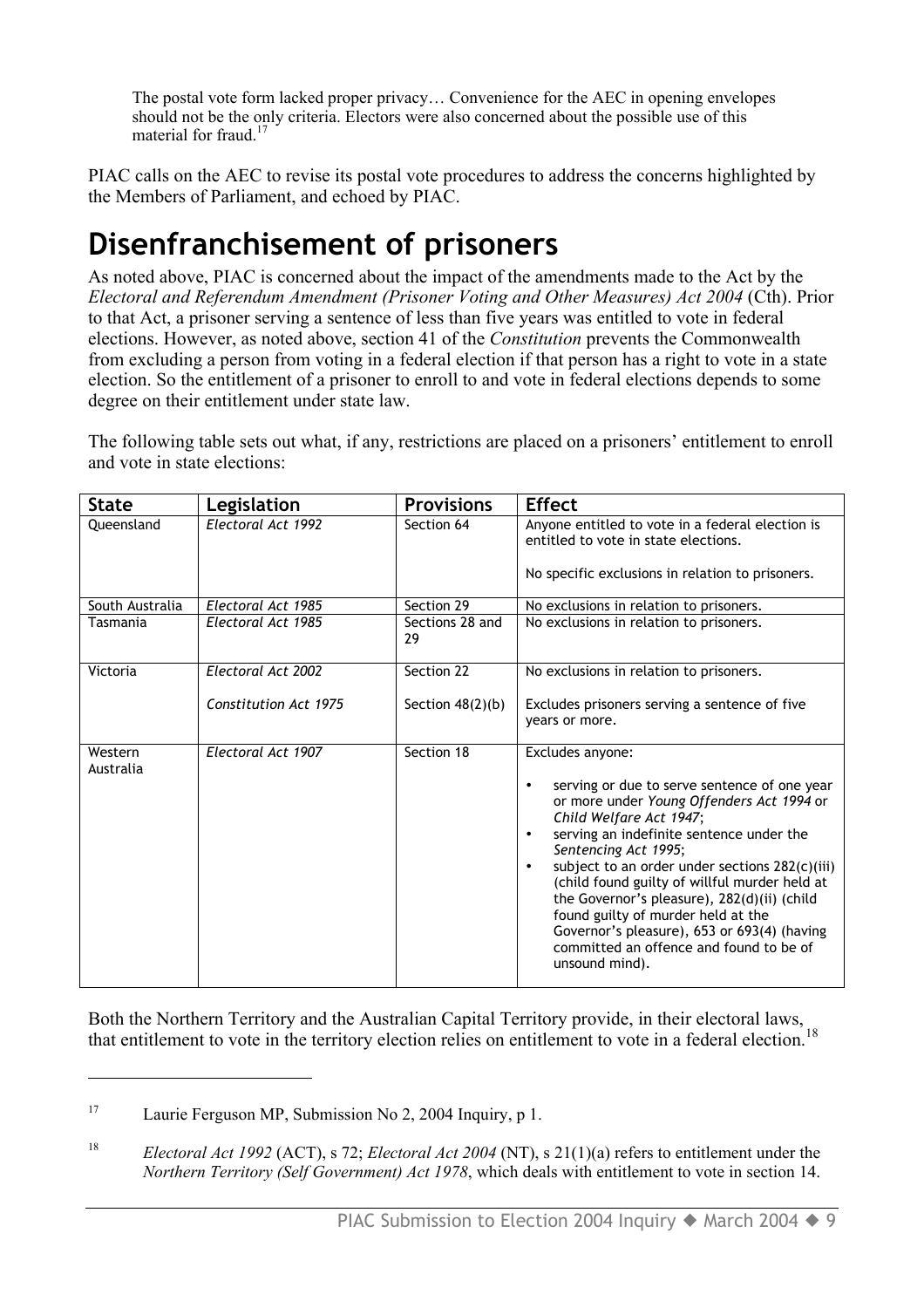> The postal vote form lacked proper privacy… Convenience for the AEC in opening envelopes should not be the only criteria. Electors were also concerned about the possible use of this material for fraud.[17]

PIAC calls on the AEC to revise its postal vote procedures to address the concerns highlighted by the Members of Parliament, and echoed by PIAC.

# Disenfranchisement of prisoners

As noted above, PIAC is concerned about the impact of the amendments made to the Act by the *Electoral and Referendum Amendment (Prisoner Voting and Other Measures) Act 2004* (Cth). Prior to that Act, a prisoner serving a sentence of less than five years was entitled to vote in federal elections. However, as noted above, section 41 of the *Constitution* prevents the Commonwealth from excluding a person from voting in a federal election if that person has a right to vote in a state election. So the entitlement of a prisoner to enroll to and vote in federal elections depends to some degree on their entitlement under state law.

The following table sets out what, if any, restrictions are placed on a prisoners' entitlement to enroll and vote in state elections:

| State | Legislation | Provisions | Effect |
|---|---|---|---|
| Queensland | *Electoral Act 1992* | Section 64 | Anyone entitled to vote in a federal election is entitled to vote in state elections.<br><br>No specific exclusions in relation to prisoners. |
| South Australia | *Electoral Act 1985* | Section 29 | No exclusions in relation to prisoners. |
| Tasmania | *Electoral Act 1985* | Sections 28 and 29 | No exclusions in relation to prisoners. |
| Victoria | *Electoral Act 2002*<br><br>*Constitution Act 1975* | Section 22<br><br>Section 48(2)(b) | No exclusions in relation to prisoners.<br><br>Excludes prisoners serving a sentence of five years or more. |
| Western Australia | *Electoral Act 1907* | Section 18 | Excludes anyone:<br>• serving or due to serve sentence of one year or more under *Young Offenders Act 1994* or *Child Welfare Act 1947*;<br>• serving an indefinite sentence under the *Sentencing Act 1995*;<br>• subject to an order under sections 282(c)(iii) (child found guilty of willful murder held at the Governor's pleasure), 282(d)(ii) (child found guilty of murder held at the Governor's pleasure), 653 or 693(4) (having committed an offence and found to be of unsound mind). |

Both the Northern Territory and the Australian Capital Territory provide, in their electoral laws, that entitlement to vote in the territory election relies on entitlement to vote in a federal election.[18]

---

[17] Laurie Ferguson MP, Submission No 2, 2004 Inquiry, p 1.

[18] *Electoral Act 1992* (ACT), s 72; *Electoral Act 2004* (NT), s 21(1)(a) refers to entitlement under the *Northern Territory (Self Government) Act 1978*, which deals with entitlement to vote in section 14.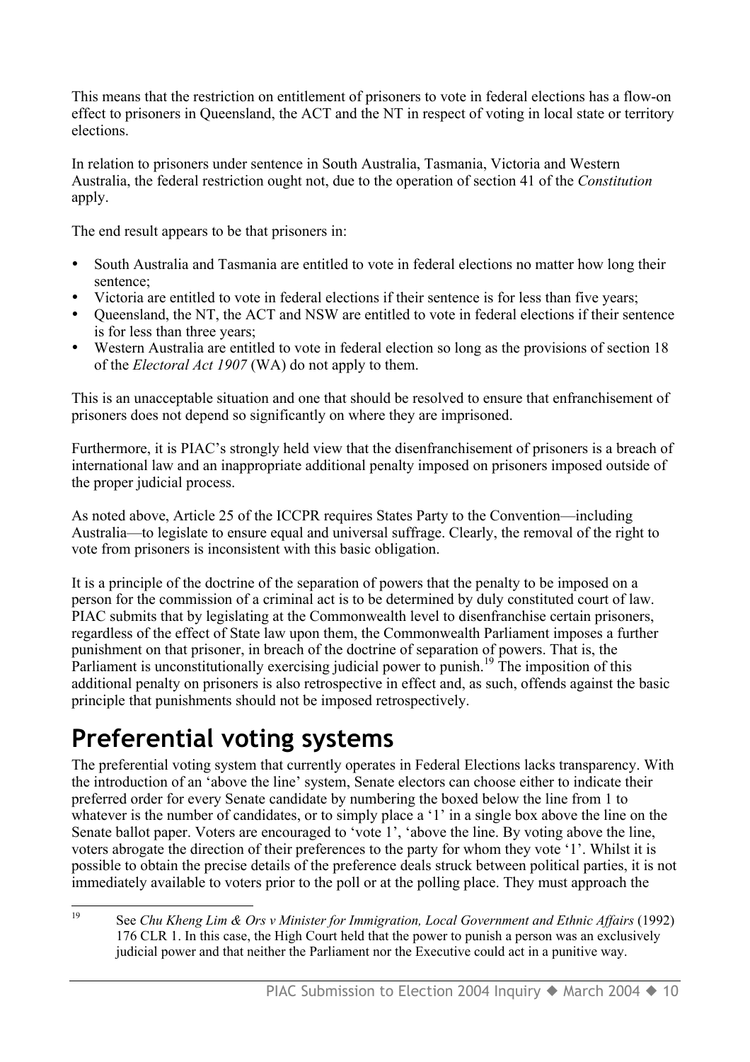This means that the restriction on entitlement of prisoners to vote in federal elections has a flow-on effect to prisoners in Queensland, the ACT and the NT in respect of voting in local state or territory elections.

In relation to prisoners under sentence in South Australia, Tasmania, Victoria and Western Australia, the federal restriction ought not, due to the operation of section 41 of the *Constitution* apply.

The end result appears to be that prisoners in:

- South Australia and Tasmania are entitled to vote in federal elections no matter how long their sentence;
- Victoria are entitled to vote in federal elections if their sentence is for less than five years;
- Queensland, the NT, the ACT and NSW are entitled to vote in federal elections if their sentence is for less than three years;
- Western Australia are entitled to vote in federal election so long as the provisions of section 18 of the *Electoral Act 1907* (WA) do not apply to them.

This is an unacceptable situation and one that should be resolved to ensure that enfranchisement of prisoners does not depend so significantly on where they are imprisoned.

Furthermore, it is PIAC's strongly held view that the disenfranchisement of prisoners is a breach of international law and an inappropriate additional penalty imposed on prisoners imposed outside of the proper judicial process.

As noted above, Article 25 of the ICCPR requires States Party to the Convention—including Australia—to legislate to ensure equal and universal suffrage. Clearly, the removal of the right to vote from prisoners is inconsistent with this basic obligation.

It is a principle of the doctrine of the separation of powers that the penalty to be imposed on a person for the commission of a criminal act is to be determined by duly constituted court of law. PIAC submits that by legislating at the Commonwealth level to disenfranchise certain prisoners, regardless of the effect of State law upon them, the Commonwealth Parliament imposes a further punishment on that prisoner, in breach of the doctrine of separation of powers. That is, the Parliament is unconstitutionally exercising judicial power to punish.[19] The imposition of this additional penalty on prisoners is also retrospective in effect and, as such, offends against the basic principle that punishments should not be imposed retrospectively.

# Preferential voting systems

The preferential voting system that currently operates in Federal Elections lacks transparency. With the introduction of an 'above the line' system, Senate electors can choose either to indicate their preferred order for every Senate candidate by numbering the boxed below the line from 1 to whatever is the number of candidates, or to simply place a '1' in a single box above the line on the Senate ballot paper. Voters are encouraged to 'vote 1', 'above the line. By voting above the line, voters abrogate the direction of their preferences to the party for whom they vote '1'. Whilst it is possible to obtain the precise details of the preference deals struck between political parties, it is not immediately available to voters prior to the poll or at the polling place. They must approach the

---

[19] See *Chu Kheng Lim & Ors v Minister for Immigration, Local Government and Ethnic Affairs* (1992) 176 CLR 1. In this case, the High Court held that the power to punish a person was an exclusively judicial power and that neither the Parliament nor the Executive could act in a punitive way.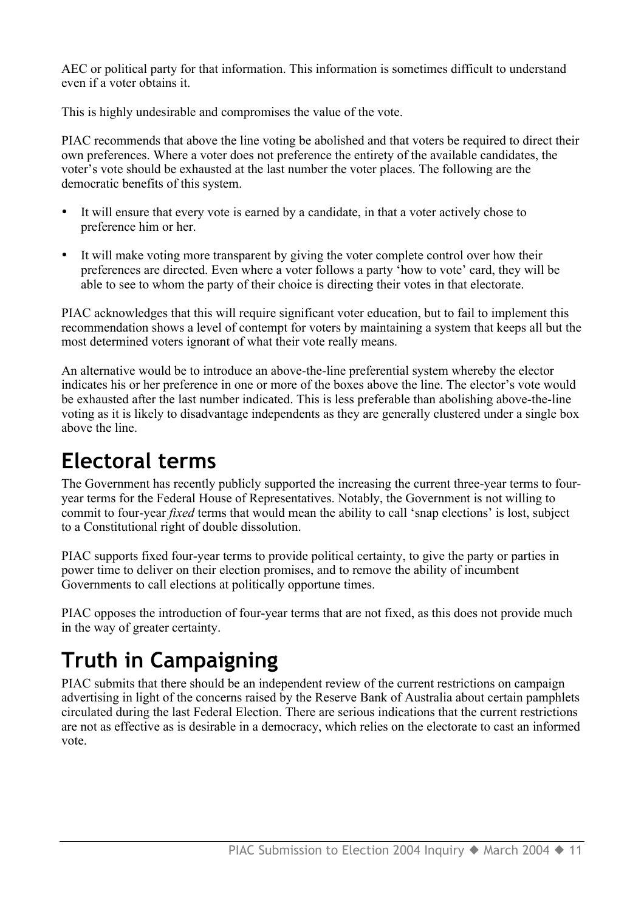AEC or political party for that information. This information is sometimes difficult to understand even if a voter obtains it.

This is highly undesirable and compromises the value of the vote.

PIAC recommends that above the line voting be abolished and that voters be required to direct their own preferences. Where a voter does not preference the entirety of the available candidates, the voter's vote should be exhausted at the last number the voter places. The following are the democratic benefits of this system.

- It will ensure that every vote is earned by a candidate, in that a voter actively chose to preference him or her.
- It will make voting more transparent by giving the voter complete control over how their preferences are directed. Even where a voter follows a party 'how to vote' card, they will be able to see to whom the party of their choice is directing their votes in that electorate.

PIAC acknowledges that this will require significant voter education, but to fail to implement this recommendation shows a level of contempt for voters by maintaining a system that keeps all but the most determined voters ignorant of what their vote really means.

An alternative would be to introduce an above-the-line preferential system whereby the elector indicates his or her preference in one or more of the boxes above the line. The elector's vote would be exhausted after the last number indicated. This is less preferable than abolishing above-the-line voting as it is likely to disadvantage independents as they are generally clustered under a single box above the line.

# Electoral terms

The Government has recently publicly supported the increasing the current three-year terms to four-year terms for the Federal House of Representatives. Notably, the Government is not willing to commit to four-year *fixed* terms that would mean the ability to call 'snap elections' is lost, subject to a Constitutional right of double dissolution.

PIAC supports fixed four-year terms to provide political certainty, to give the party or parties in power time to deliver on their election promises, and to remove the ability of incumbent Governments to call elections at politically opportune times.

PIAC opposes the introduction of four-year terms that are not fixed, as this does not provide much in the way of greater certainty.

# Truth in Campaigning

PIAC submits that there should be an independent review of the current restrictions on campaign advertising in light of the concerns raised by the Reserve Bank of Australia about certain pamphlets circulated during the last Federal Election. There are serious indications that the current restrictions are not as effective as is desirable in a democracy, which relies on the electorate to cast an informed vote.